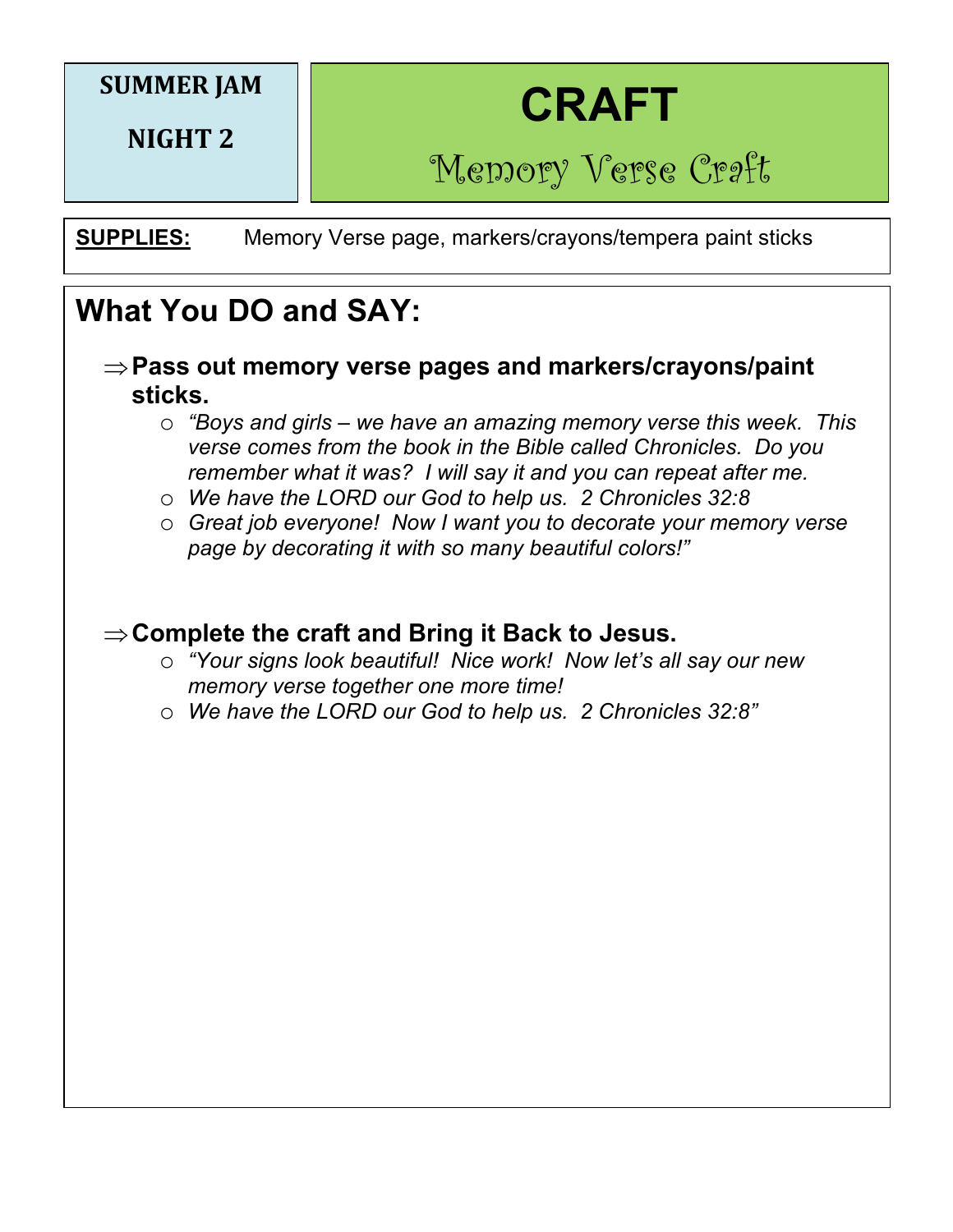**SUMMER JAM**

**NIGHT 2**

# CRAFT

## Memory Verse Craft

**SUPPLIES:** Memory Verse page, markers/crayons/tempera paint sticks

## What You DO and SAY:

⇒ **Pass out memory verse pages and markers/crayons/paint sticks.**

- *"Boys and girls – we have an amazing memory verse this week. This verse comes from the book in the Bible called Chronicles. Do you remember what it was? I will say it and you can repeat after me.*
- *We have the LORD our God to help us. 2 Chronicles 32:8*
- *Great job everyone! Now I want you to decorate your memory verse page by decorating it with so many beautiful colors!"*

⇒ **Complete the craft and Bring it Back to Jesus.**

- *"Your signs look beautiful! Nice work! Now let's all say our new memory verse together one more time!*
- *We have the LORD our God to help us. 2 Chronicles 32:8"*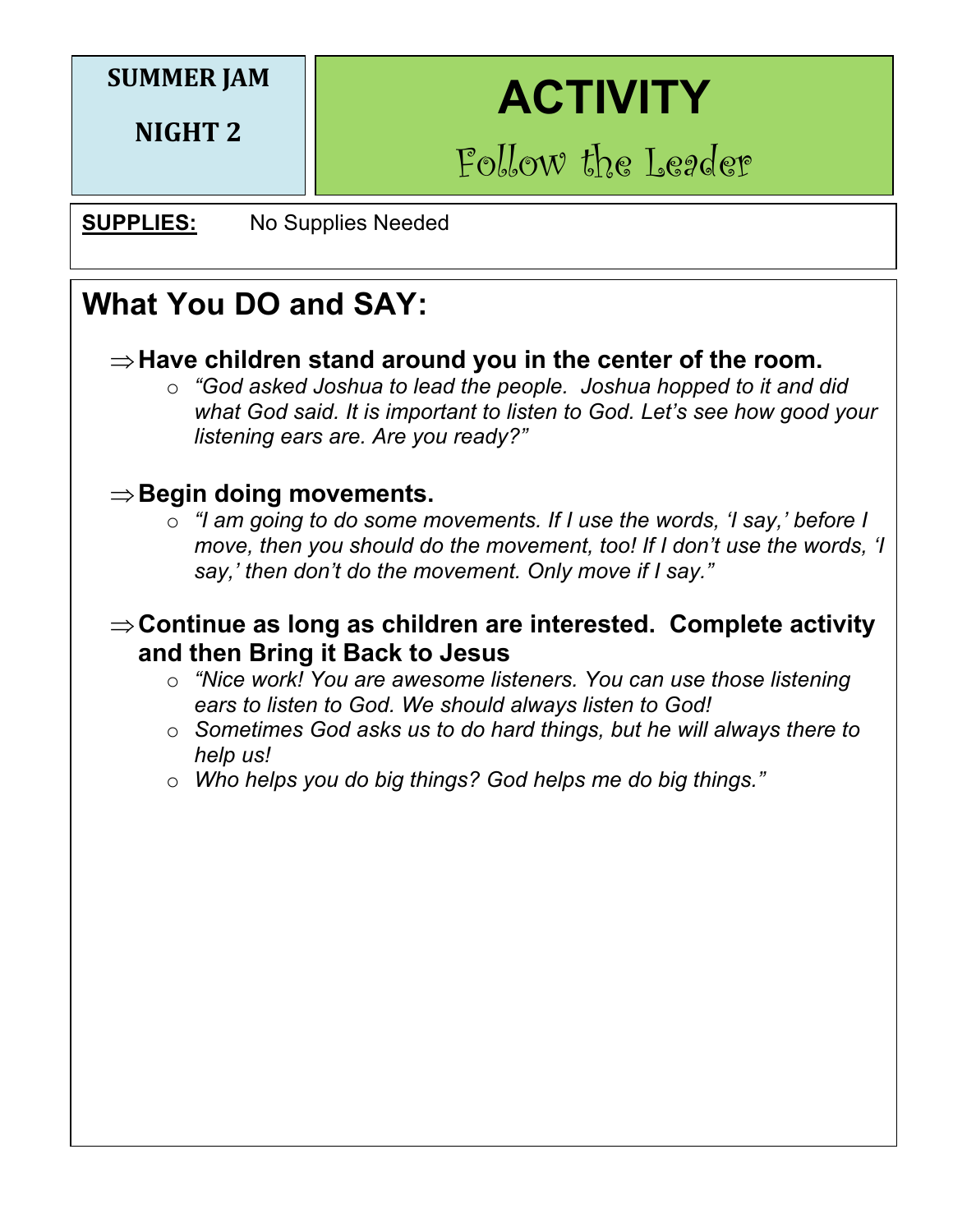**SUMMER JAM**

**NIGHT 2**

# ACTIVITY

## Follow the Leader

**SUPPLIES:** No Supplies Needed

## What You DO and SAY:

⇒ **Have children stand around you in the center of the room.**

- *"God asked Joshua to lead the people. Joshua hopped to it and did what God said. It is important to listen to God. Let's see how good your listening ears are. Are you ready?"*

⇒ **Begin doing movements.**

- *"I am going to do some movements. If I use the words, 'I say,' before I move, then you should do the movement, too! If I don't use the words, 'I say,' then don't do the movement. Only move if I say."*

⇒ **Continue as long as children are interested. Complete activity and then Bring it Back to Jesus**

- *"Nice work! You are awesome listeners. You can use those listening ears to listen to God. We should always listen to God!*
- *Sometimes God asks us to do hard things, but he will always there to help us!*
- *Who helps you do big things? God helps me do big things."*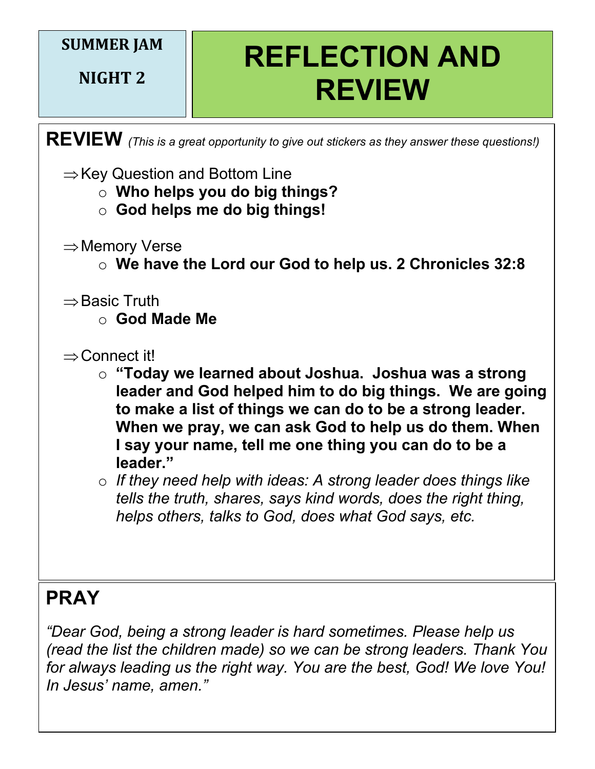**SUMMER JAM**

**NIGHT 2**

# REFLECTION AND REVIEW

## REVIEW *(This is a great opportunity to give out stickers as they answer these questions!)*

⇒ Key Question and Bottom Line
- **Who helps you do big things?**
- **God helps me do big things!**

⇒ Memory Verse
- **We have the Lord our God to help us. 2 Chronicles 32:8**

⇒ Basic Truth
- **God Made Me**

⇒ Connect it!
- **"Today we learned about Joshua. Joshua was a strong leader and God helped him to do big things. We are going to make a list of things we can do to be a strong leader. When we pray, we can ask God to help us do them. When I say your name, tell me one thing you can do to be a leader."**
- *If they need help with ideas: A strong leader does things like tells the truth, shares, says kind words, does the right thing, helps others, talks to God, does what God says, etc.*

## PRAY

*"Dear God, being a strong leader is hard sometimes. Please help us (read the list the children made) so we can be strong leaders. Thank You for always leading us the right way. You are the best, God! We love You! In Jesus' name, amen."*